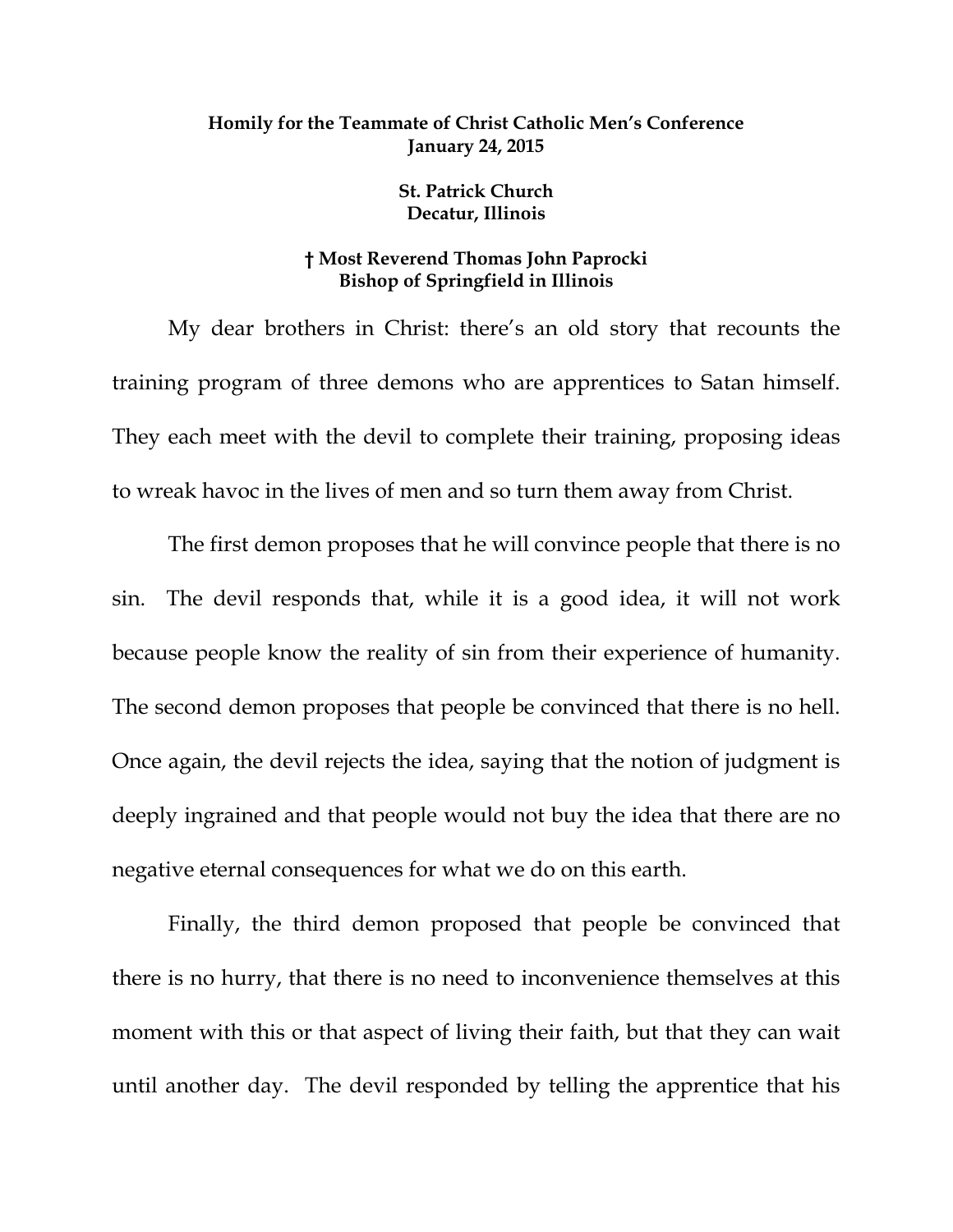**Homily for the Teammate of Christ Catholic Men's Conference**
**January 24, 2015**

**St. Patrick Church**
**Decatur, Illinois**

**† Most Reverend Thomas John Paprocki**
**Bishop of Springfield in Illinois**

My dear brothers in Christ: there's an old story that recounts the training program of three demons who are apprentices to Satan himself. They each meet with the devil to complete their training, proposing ideas to wreak havoc in the lives of men and so turn them away from Christ.

The first demon proposes that he will convince people that there is no sin. The devil responds that, while it is a good idea, it will not work because people know the reality of sin from their experience of humanity. The second demon proposes that people be convinced that there is no hell. Once again, the devil rejects the idea, saying that the notion of judgment is deeply ingrained and that people would not buy the idea that there are no negative eternal consequences for what we do on this earth.

Finally, the third demon proposed that people be convinced that there is no hurry, that there is no need to inconvenience themselves at this moment with this or that aspect of living their faith, but that they can wait until another day. The devil responded by telling the apprentice that his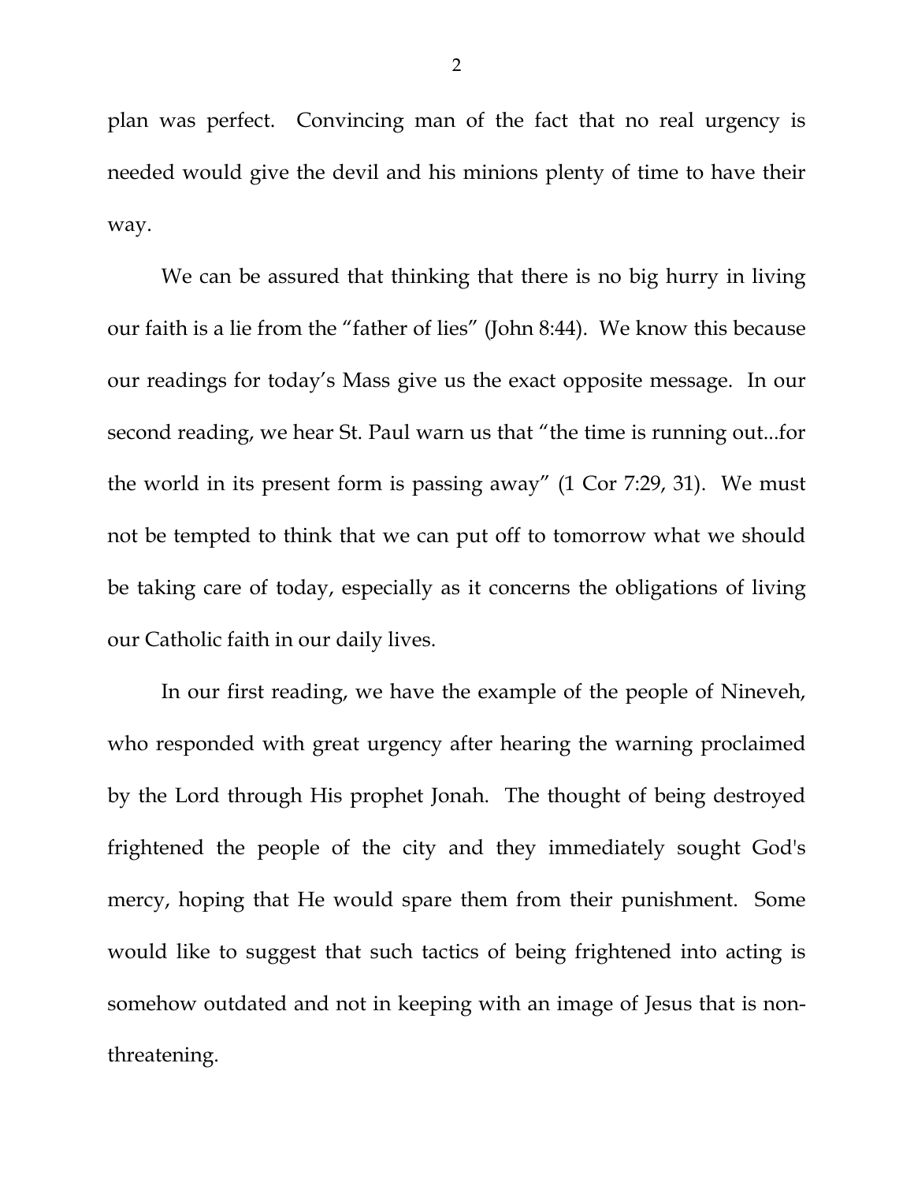plan was perfect. Convincing man of the fact that no real urgency is needed would give the devil and his minions plenty of time to have their way.

We can be assured that thinking that there is no big hurry in living our faith is a lie from the "father of lies" (John 8:44). We know this because our readings for today's Mass give us the exact opposite message. In our second reading, we hear St. Paul warn us that "the time is running out...for the world in its present form is passing away" (1 Cor 7:29, 31). We must not be tempted to think that we can put off to tomorrow what we should be taking care of today, especially as it concerns the obligations of living our Catholic faith in our daily lives.

In our first reading, we have the example of the people of Nineveh, who responded with great urgency after hearing the warning proclaimed by the Lord through His prophet Jonah. The thought of being destroyed frightened the people of the city and they immediately sought God's mercy, hoping that He would spare them from their punishment. Some would like to suggest that such tactics of being frightened into acting is somehow outdated and not in keeping with an image of Jesus that is non-threatening.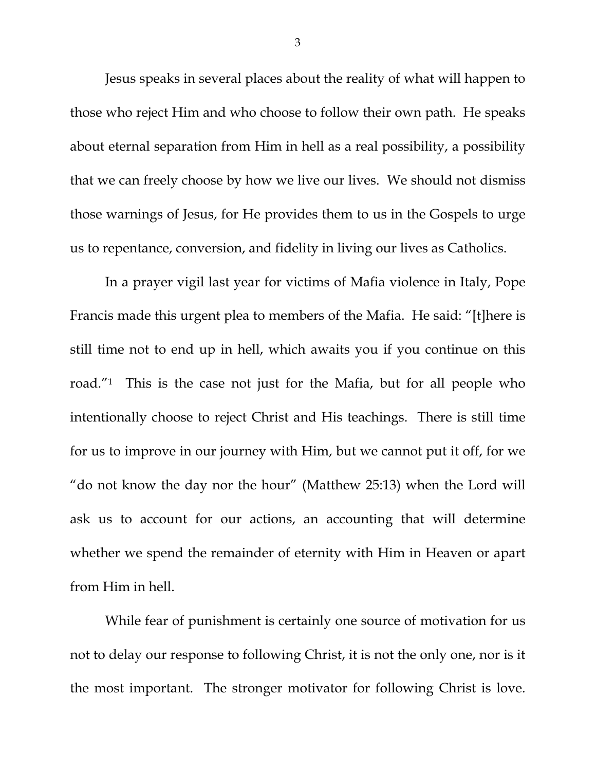Jesus speaks in several places about the reality of what will happen to those who reject Him and who choose to follow their own path. He speaks about eternal separation from Him in hell as a real possibility, a possibility that we can freely choose by how we live our lives. We should not dismiss those warnings of Jesus, for He provides them to us in the Gospels to urge us to repentance, conversion, and fidelity in living our lives as Catholics.

In a prayer vigil last year for victims of Mafia violence in Italy, Pope Francis made this urgent plea to members of the Mafia. He said: "[t]here is still time not to end up in hell, which awaits you if you continue on this road."[1] This is the case not just for the Mafia, but for all people who intentionally choose to reject Christ and His teachings. There is still time for us to improve in our journey with Him, but we cannot put it off, for we "do not know the day nor the hour" (Matthew 25:13) when the Lord will ask us to account for our actions, an accounting that will determine whether we spend the remainder of eternity with Him in Heaven or apart from Him in hell.

While fear of punishment is certainly one source of motivation for us not to delay our response to following Christ, it is not the only one, nor is it the most important. The stronger motivator for following Christ is love.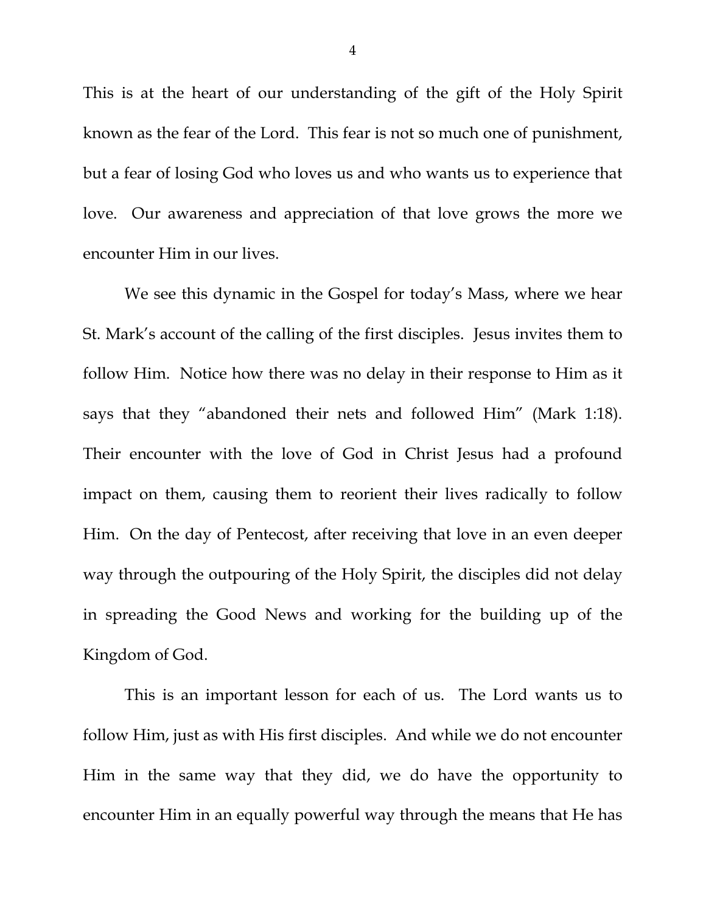This is at the heart of our understanding of the gift of the Holy Spirit known as the fear of the Lord. This fear is not so much one of punishment, but a fear of losing God who loves us and who wants us to experience that love. Our awareness and appreciation of that love grows the more we encounter Him in our lives.

We see this dynamic in the Gospel for today's Mass, where we hear St. Mark's account of the calling of the first disciples. Jesus invites them to follow Him. Notice how there was no delay in their response to Him as it says that they "abandoned their nets and followed Him" (Mark 1:18). Their encounter with the love of God in Christ Jesus had a profound impact on them, causing them to reorient their lives radically to follow Him. On the day of Pentecost, after receiving that love in an even deeper way through the outpouring of the Holy Spirit, the disciples did not delay in spreading the Good News and working for the building up of the Kingdom of God.

This is an important lesson for each of us. The Lord wants us to follow Him, just as with His first disciples. And while we do not encounter Him in the same way that they did, we do have the opportunity to encounter Him in an equally powerful way through the means that He has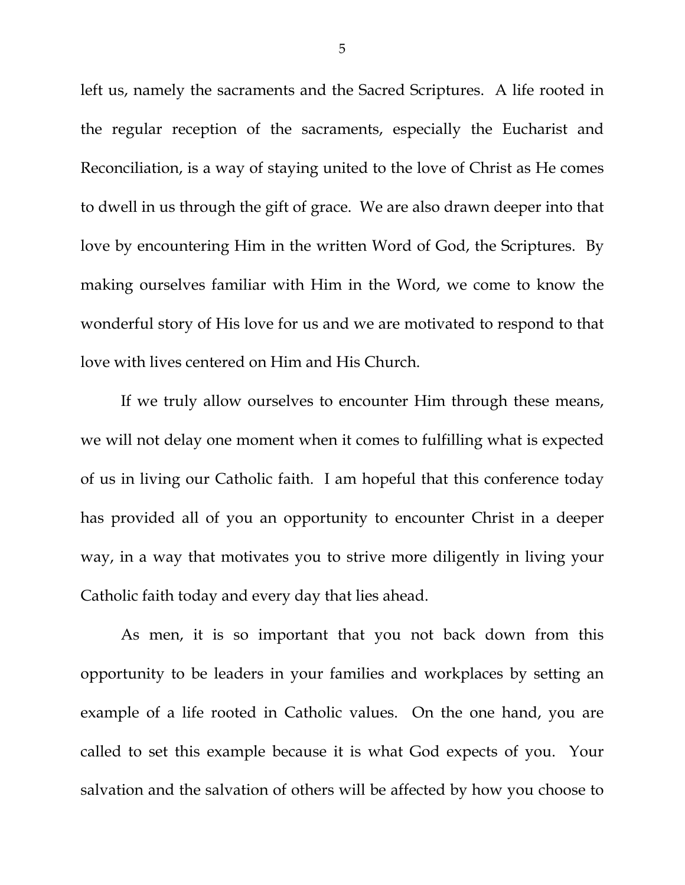left us, namely the sacraments and the Sacred Scriptures. A life rooted in the regular reception of the sacraments, especially the Eucharist and Reconciliation, is a way of staying united to the love of Christ as He comes to dwell in us through the gift of grace. We are also drawn deeper into that love by encountering Him in the written Word of God, the Scriptures. By making ourselves familiar with Him in the Word, we come to know the wonderful story of His love for us and we are motivated to respond to that love with lives centered on Him and His Church.

If we truly allow ourselves to encounter Him through these means, we will not delay one moment when it comes to fulfilling what is expected of us in living our Catholic faith. I am hopeful that this conference today has provided all of you an opportunity to encounter Christ in a deeper way, in a way that motivates you to strive more diligently in living your Catholic faith today and every day that lies ahead.

As men, it is so important that you not back down from this opportunity to be leaders in your families and workplaces by setting an example of a life rooted in Catholic values. On the one hand, you are called to set this example because it is what God expects of you. Your salvation and the salvation of others will be affected by how you choose to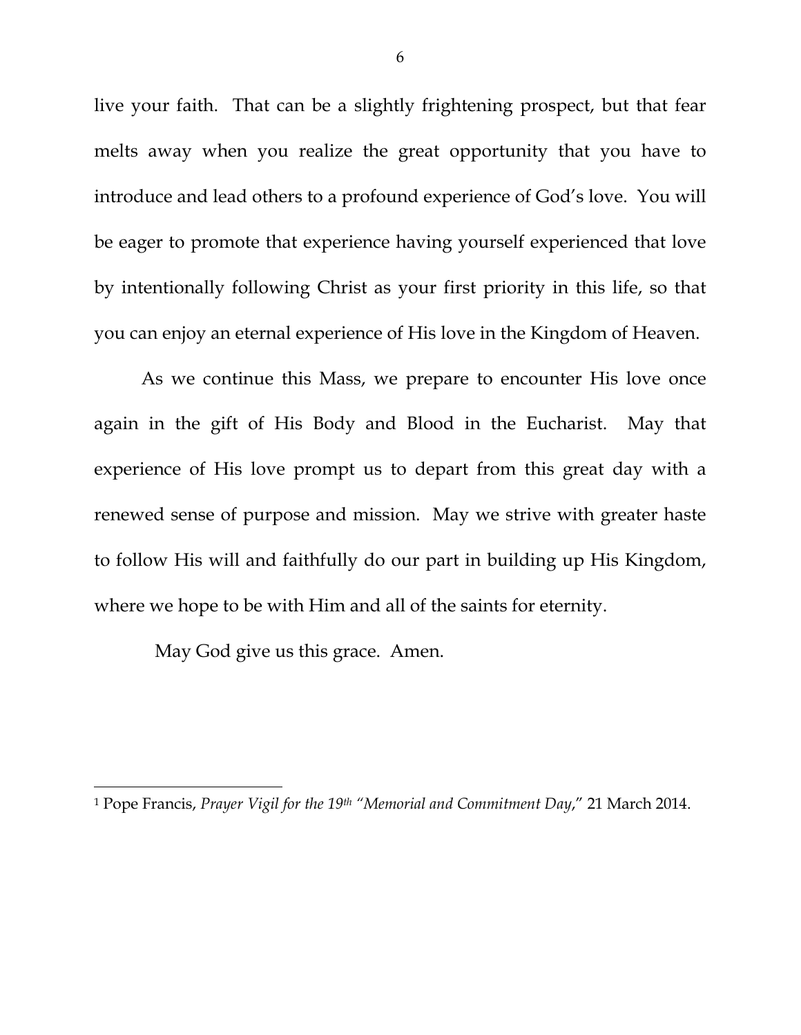live your faith. That can be a slightly frightening prospect, but that fear melts away when you realize the great opportunity that you have to introduce and lead others to a profound experience of God's love. You will be eager to promote that experience having yourself experienced that love by intentionally following Christ as your first priority in this life, so that you can enjoy an eternal experience of His love in the Kingdom of Heaven.

As we continue this Mass, we prepare to encounter His love once again in the gift of His Body and Blood in the Eucharist. May that experience of His love prompt us to depart from this great day with a renewed sense of purpose and mission. May we strive with greater haste to follow His will and faithfully do our part in building up His Kingdom, where we hope to be with Him and all of the saints for eternity.

May God give us this grace. Amen.

---

[1] Pope Francis, *Prayer Vigil for the 19th "Memorial and Commitment Day*," 21 March 2014.